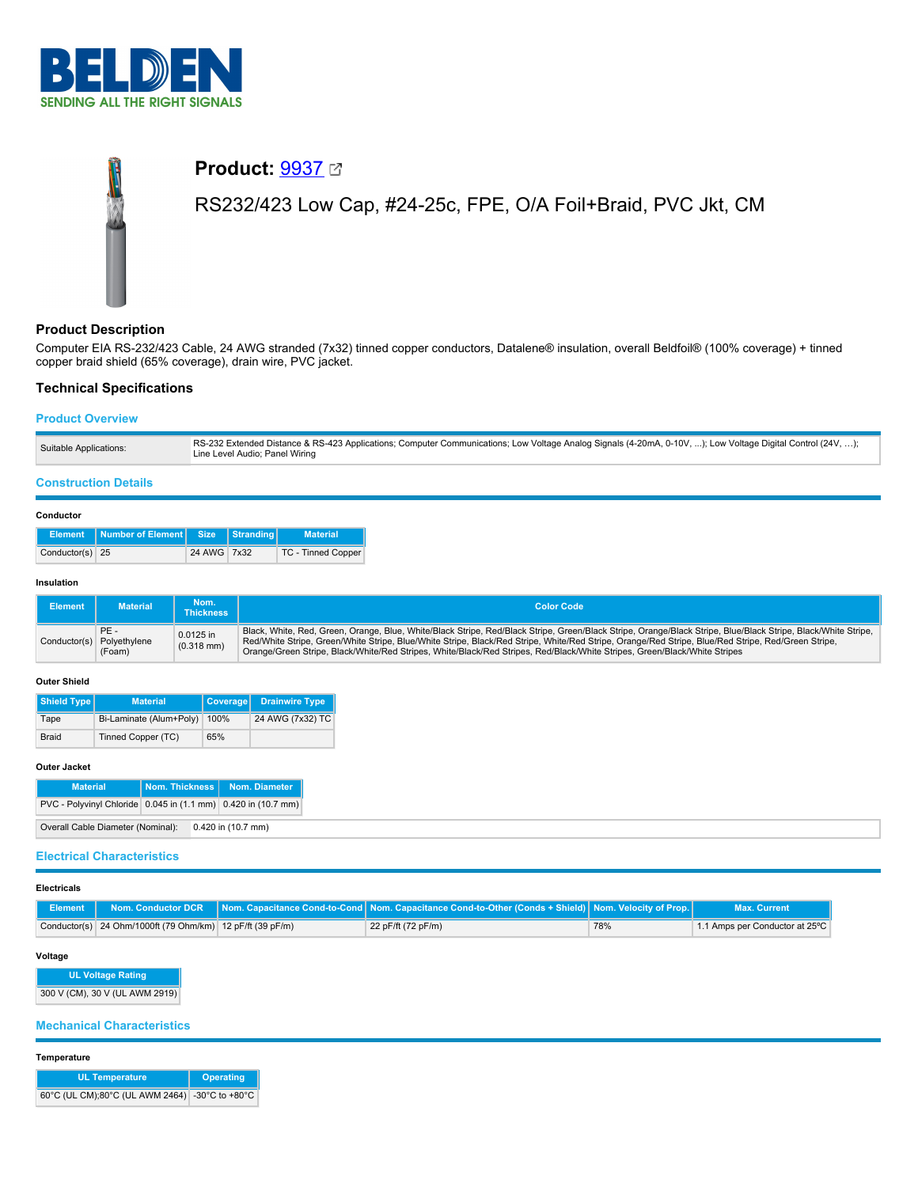# Product: 9937

RS232/423 Low Cap, #24-25c, FPE, O/A Foil+Braid, PVC Jkt, CM

## Product Description

Computer EIA RS-232/423 Cable, 24 AWG stranded (7x32) tinned copper conductors, Datalene® insulation, overall Beldfoil® (100% coverage) + tinned copper braid shield (65% coverage), drain wire, PVC jacket.

## Technical Specifications

### Product Overview

| | |
|---|---|
| Suitable Applications: | RS-232 Extended Distance & RS-423 Applications; Computer Communications; Low Voltage Analog Signals (4-20mA, 0-10V, ...); Low Voltage Digital Control (24V, ...); Line Level Audio; Panel Wiring |

### Construction Details

#### Conductor

| Element | Number of Element | Size | Stranding | Material |
|---|---|---|---|---|
| Conductor(s) | 25 | 24 AWG | 7x32 | TC - Tinned Copper |

#### Insulation

| Element | Material | Nom. Thickness | Color Code |
|---|---|---|---|
| Conductor(s) | PE - Polyethylene (Foam) | 0.0125 in (0.318 mm) | Black, White, Red, Green, Orange, Blue, White/Black Stripe, Red/Black Stripe, Green/Black Stripe, Orange/Black Stripe, Blue/Black Stripe, Black/White Stripe, Red/White Stripe, Green/White Stripe, Blue/White Stripe, Black/Red Stripe, White/Red Stripe, Orange/Red Stripe, Blue/Red Stripe, Red/Green Stripe, Orange/Green Stripe, Black/White/Red Stripes, White/Black/Red Stripes, Red/Black/White Stripes, Green/Black/White Stripes |

#### Outer Shield

| Shield Type | Material | Coverage | Drainwire Type |
|---|---|---|---|
| Tape | Bi-Laminate (Alum+Poly) | 100% | 24 AWG (7x32) TC |
| Braid | Tinned Copper (TC) | 65% | |

#### Outer Jacket

| Material | Nom. Thickness | Nom. Diameter |
|---|---|---|
| PVC - Polyvinyl Chloride | 0.045 in (1.1 mm) | 0.420 in (10.7 mm) |

| | |
|---|---|
| Overall Cable Diameter (Nominal): | 0.420 in (10.7 mm) |

### Electrical Characteristics

#### Electricals

| Element | Nom. Conductor DCR | Nom. Capacitance Cond-to-Cond | Nom. Capacitance Cond-to-Other (Conds + Shield) | Nom. Velocity of Prop. | Max. Current |
|---|---|---|---|---|---|
| Conductor(s) | 24 Ohm/1000ft (79 Ohm/km) | 12 pF/ft (39 pF/m) | 22 pF/ft (72 pF/m) | 78% | 1.1 Amps per Conductor at 25ºC |

#### Voltage

| UL Voltage Rating |
|---|
| 300 V (CM), 30 V (UL AWM 2919) |

### Mechanical Characteristics

#### Temperature

| UL Temperature | Operating |
|---|---|
| 60°C (UL CM);80°C (UL AWM 2464) | -30°C to +80°C |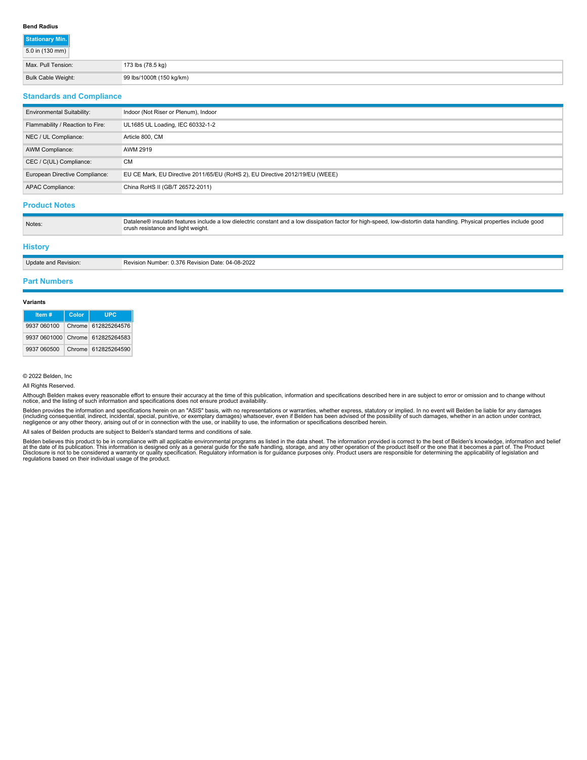**Bend Radius**

| Stationary Min. |
| --- |
| 5.0 in (130 mm) |

| | |
| --- | --- |
| Max. Pull Tension: | 173 lbs (78.5 kg) |
| Bulk Cable Weight: | 99 lbs/1000ft (150 kg/km) |

## Standards and Compliance

| | |
| --- | --- |
| Environmental Suitability: | Indoor (Not Riser or Plenum), Indoor |
| Flammability / Reaction to Fire: | UL1685 UL Loading, IEC 60332-1-2 |
| NEC / UL Compliance: | Article 800, CM |
| AWM Compliance: | AWM 2919 |
| CEC / C(UL) Compliance: | CM |
| European Directive Compliance: | EU CE Mark, EU Directive 2011/65/EU (RoHS 2), EU Directive 2012/19/EU (WEEE) |
| APAC Compliance: | China RoHS II (GB/T 26572-2011) |

## Product Notes

| | |
| --- | --- |
| Notes: | Datalene® insulatin features include a low dielectric constant and a low dissipation factor for high-speed, low-distortin data handling. Physical properties include good crush resistance and light weight. |

## History

| | |
| --- | --- |
| Update and Revision: | Revision Number: 0.376 Revision Date: 04-08-2022 |

## Part Numbers

**Variants**

| Item # | Color | UPC |
| --- | --- | --- |
| 9937 060100 | Chrome | 612825264576 |
| 9937 0601000 | Chrome | 612825264583 |
| 9937 060500 | Chrome | 612825264590 |

© 2022 Belden, Inc

All Rights Reserved.

Although Belden makes every reasonable effort to ensure their accuracy at the time of this publication, information and specifications described here in are subject to error or omission and to change without notice, and the listing of such information and specifications does not ensure product availability.

Belden provides the information and specifications herein on an "ASIS" basis, with no representations or warranties, whether express, statutory or implied. In no event will Belden be liable for any damages (including consequential, indirect, incidental, special, punitive, or exemplary damages) whatsoever, even if Belden has been advised of the possibility of such damages, whether in an action under contract, negligence or any other theory, arising out of or in connection with the use, or inability to use, the information or specifications described herein.

All sales of Belden products are subject to Belden's standard terms and conditions of sale.

Belden believes this product to be in compliance with all applicable environmental programs as listed in the data sheet. The information provided is correct to the best of Belden's knowledge, information and belief at the date of its publication. This information is designed only as a general guide for the safe handling, storage, and any other operation of the product itself or the one that it becomes a part of. The Product Disclosure is not to be considered a warranty or quality specification. Regulatory information is for guidance purposes only. Product users are responsible for determining the applicability of legislation and regulations based on their individual usage of the product.